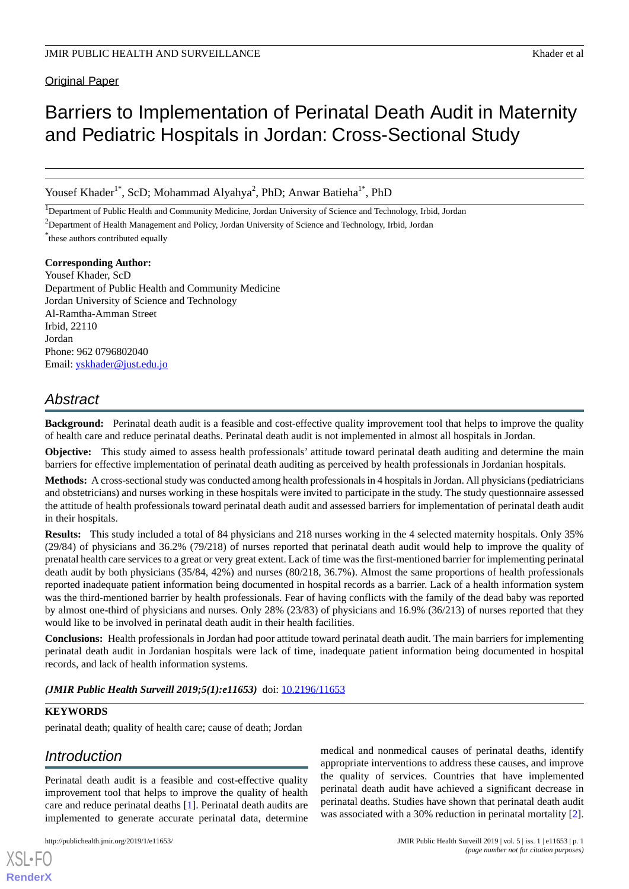Original Paper

# Barriers to Implementation of Perinatal Death Audit in Maternity and Pediatric Hospitals in Jordan: Cross-Sectional Study

Yousef Khader[1*], ScD; Mohammad Alyahya[2], PhD; Anwar Batieha[1*], PhD

[1]Department of Public Health and Community Medicine, Jordan University of Science and Technology, Irbid, Jordan

[2]Department of Health Management and Policy, Jordan University of Science and Technology, Irbid, Jordan

*these authors contributed equally

**Corresponding Author:**
Yousef Khader, ScD
Department of Public Health and Community Medicine
Jordan University of Science and Technology
Al-Ramtha-Amman Street
Irbid, 22110
Jordan
Phone: 962 0796802040
Email: yskhader@just.edu.jo

## Abstract

**Background:** Perinatal death audit is a feasible and cost-effective quality improvement tool that helps to improve the quality of health care and reduce perinatal deaths. Perinatal death audit is not implemented in almost all hospitals in Jordan.

**Objective:** This study aimed to assess health professionals' attitude toward perinatal death auditing and determine the main barriers for effective implementation of perinatal death auditing as perceived by health professionals in Jordanian hospitals.

**Methods:** A cross-sectional study was conducted among health professionals in 4 hospitals in Jordan. All physicians (pediatricians and obstetricians) and nurses working in these hospitals were invited to participate in the study. The study questionnaire assessed the attitude of health professionals toward perinatal death audit and assessed barriers for implementation of perinatal death audit in their hospitals.

**Results:** This study included a total of 84 physicians and 218 nurses working in the 4 selected maternity hospitals. Only 35% (29/84) of physicians and 36.2% (79/218) of nurses reported that perinatal death audit would help to improve the quality of prenatal health care services to a great or very great extent. Lack of time was the first-mentioned barrier for implementing perinatal death audit by both physicians (35/84, 42%) and nurses (80/218, 36.7%). Almost the same proportions of health professionals reported inadequate patient information being documented in hospital records as a barrier. Lack of a health information system was the third-mentioned barrier by health professionals. Fear of having conflicts with the family of the dead baby was reported by almost one-third of physicians and nurses. Only 28% (23/83) of physicians and 16.9% (36/213) of nurses reported that they would like to be involved in perinatal death audit in their health facilities.

**Conclusions:** Health professionals in Jordan had poor attitude toward perinatal death audit. The main barriers for implementing perinatal death audit in Jordanian hospitals were lack of time, inadequate patient information being documented in hospital records, and lack of health information systems.

***(JMIR Public Health Surveill 2019;5(1):e11653)*** doi: 10.2196/11653

**KEYWORDS**

perinatal death; quality of health care; cause of death; Jordan

## Introduction

Perinatal death audit is a feasible and cost-effective quality improvement tool that helps to improve the quality of health care and reduce perinatal deaths [1]. Perinatal death audits are implemented to generate accurate perinatal data, determine medical and nonmedical causes of perinatal deaths, identify appropriate interventions to address these causes, and improve the quality of services. Countries that have implemented perinatal death audit have achieved a significant decrease in perinatal deaths. Studies have shown that perinatal death audit was associated with a 30% reduction in perinatal mortality [2].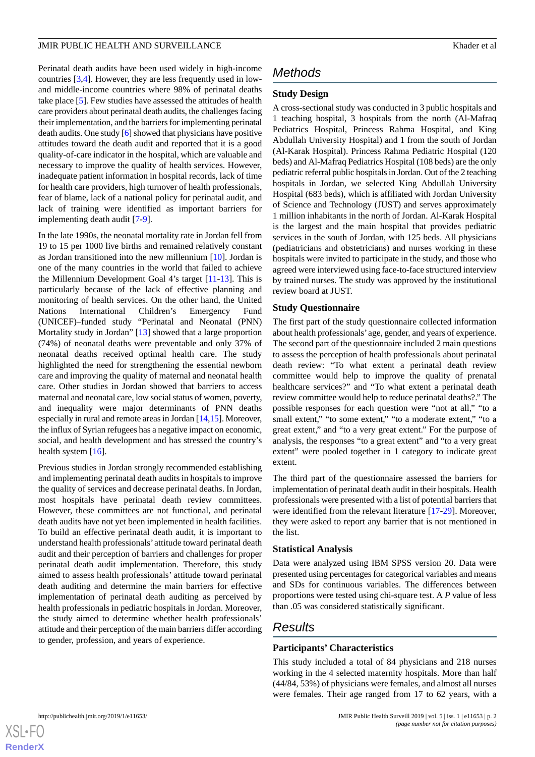Perinatal death audits have been used widely in high-income countries [3,4]. However, they are less frequently used in low- and middle-income countries where 98% of perinatal deaths take place [5]. Few studies have assessed the attitudes of health care providers about perinatal death audits, the challenges facing their implementation, and the barriers for implementing perinatal death audits. One study [6] showed that physicians have positive attitudes toward the death audit and reported that it is a good quality-of-care indicator in the hospital, which are valuable and necessary to improve the quality of health services. However, inadequate patient information in hospital records, lack of time for health care providers, high turnover of health professionals, fear of blame, lack of a national policy for perinatal audit, and lack of training were identified as important barriers for implementing death audit [7-9].

In the late 1990s, the neonatal mortality rate in Jordan fell from 19 to 15 per 1000 live births and remained relatively constant as Jordan transitioned into the new millennium [10]. Jordan is one of the many countries in the world that failed to achieve the Millennium Development Goal 4's target [11-13]. This is particularly because of the lack of effective planning and monitoring of health services. On the other hand, the United Nations International Children's Emergency Fund (UNICEF)–funded study "Perinatal and Neonatal (PNN) Mortality study in Jordan" [13] showed that a large proportion (74%) of neonatal deaths were preventable and only 37% of neonatal deaths received optimal health care. The study highlighted the need for strengthening the essential newborn care and improving the quality of maternal and neonatal health care. Other studies in Jordan showed that barriers to access maternal and neonatal care, low social status of women, poverty, and inequality were major determinants of PNN deaths especially in rural and remote areas in Jordan [14,15]. Moreover, the influx of Syrian refugees has a negative impact on economic, social, and health development and has stressed the country's health system [16].

Previous studies in Jordan strongly recommended establishing and implementing perinatal death audits in hospitals to improve the quality of services and decrease perinatal deaths. In Jordan, most hospitals have perinatal death review committees. However, these committees are not functional, and perinatal death audits have not yet been implemented in health facilities. To build an effective perinatal death audit, it is important to understand health professionals' attitude toward perinatal death audit and their perception of barriers and challenges for proper perinatal death audit implementation. Therefore, this study aimed to assess health professionals' attitude toward perinatal death auditing and determine the main barriers for effective implementation of perinatal death auditing as perceived by health professionals in pediatric hospitals in Jordan. Moreover, the study aimed to determine whether health professionals' attitude and their perception of the main barriers differ according to gender, profession, and years of experience.

# Methods

## Study Design

A cross-sectional study was conducted in 3 public hospitals and 1 teaching hospital, 3 hospitals from the north (Al-Mafraq Pediatrics Hospital, Princess Rahma Hospital, and King Abdullah University Hospital) and 1 from the south of Jordan (Al-Karak Hospital). Princess Rahma Pediatric Hospital (120 beds) and Al-Mafraq Pediatrics Hospital (108 beds) are the only pediatric referral public hospitals in Jordan. Out of the 2 teaching hospitals in Jordan, we selected King Abdullah University Hospital (683 beds), which is affiliated with Jordan University of Science and Technology (JUST) and serves approximately 1 million inhabitants in the north of Jordan. Al-Karak Hospital is the largest and the main hospital that provides pediatric services in the south of Jordan, with 125 beds. All physicians (pediatricians and obstetricians) and nurses working in these hospitals were invited to participate in the study, and those who agreed were interviewed using face-to-face structured interview by trained nurses. The study was approved by the institutional review board at JUST.

## Study Questionnaire

The first part of the study questionnaire collected information about health professionals' age, gender, and years of experience. The second part of the questionnaire included 2 main questions to assess the perception of health professionals about perinatal death review: "To what extent a perinatal death review committee would help to improve the quality of prenatal healthcare services?" and "To what extent a perinatal death review committee would help to reduce perinatal deaths?." The possible responses for each question were "not at all," "to a small extent," "to some extent," "to a moderate extent," "to a great extent," and "to a very great extent." For the purpose of analysis, the responses "to a great extent" and "to a very great extent" were pooled together in 1 category to indicate great extent.

The third part of the questionnaire assessed the barriers for implementation of perinatal death audit in their hospitals. Health professionals were presented with a list of potential barriers that were identified from the relevant literature [17-29]. Moreover, they were asked to report any barrier that is not mentioned in the list.

## Statistical Analysis

Data were analyzed using IBM SPSS version 20. Data were presented using percentages for categorical variables and means and SDs for continuous variables. The differences between proportions were tested using chi-square test. A *P* value of less than .05 was considered statistically significant.

# Results

## Participants' Characteristics

This study included a total of 84 physicians and 218 nurses working in the 4 selected maternity hospitals. More than half (44/84, 53%) of physicians were females, and almost all nurses were females. Their age ranged from 17 to 62 years, with a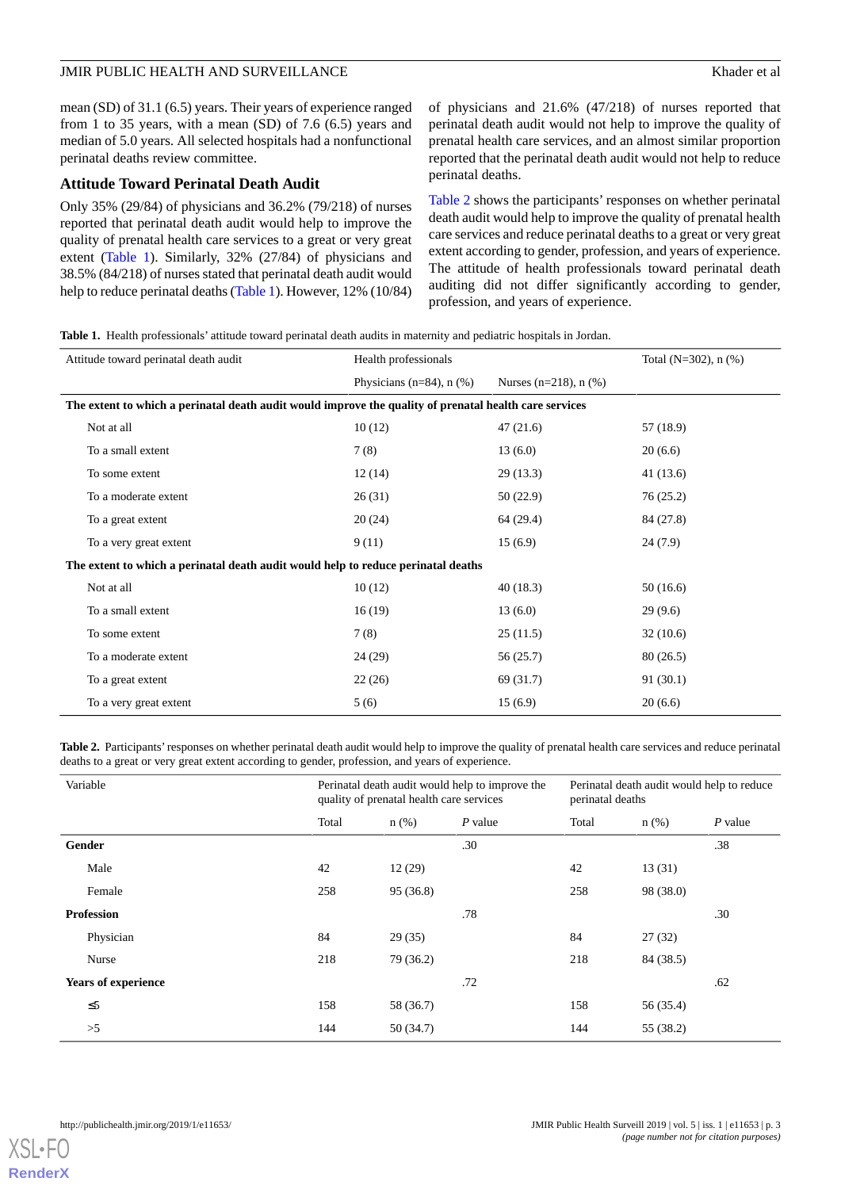mean (SD) of 31.1 (6.5) years. Their years of experience ranged from 1 to 35 years, with a mean (SD) of 7.6 (6.5) years and median of 5.0 years. All selected hospitals had a nonfunctional perinatal deaths review committee.

## Attitude Toward Perinatal Death Audit

Only 35% (29/84) of physicians and 36.2% (79/218) of nurses reported that perinatal death audit would help to improve the quality of prenatal health care services to a great or very great extent (Table 1). Similarly, 32% (27/84) of physicians and 38.5% (84/218) of nurses stated that perinatal death audit would help to reduce perinatal deaths (Table 1). However, 12% (10/84) of physicians and 21.6% (47/218) of nurses reported that perinatal death audit would not help to improve the quality of prenatal health care services, and an almost similar proportion reported that the perinatal death audit would not help to reduce perinatal deaths.

Table 2 shows the participants' responses on whether perinatal death audit would help to improve the quality of prenatal health care services and reduce perinatal deaths to a great or very great extent according to gender, profession, and years of experience. The attitude of health professionals toward perinatal death auditing did not differ significantly according to gender, profession, and years of experience.

**Table 1.** Health professionals' attitude toward perinatal death audits in maternity and pediatric hospitals in Jordan.

| Attitude toward perinatal death audit | Health professionals | | Total (N=302), n (%) |
|---|---|---|---|
| | Physicians (n=84), n (%) | Nurses (n=218), n (%) | |
| **The extent to which a perinatal death audit would improve the quality of prenatal health care services** | | | |
| Not at all | 10 (12) | 47 (21.6) | 57 (18.9) |
| To a small extent | 7 (8) | 13 (6.0) | 20 (6.6) |
| To some extent | 12 (14) | 29 (13.3) | 41 (13.6) |
| To a moderate extent | 26 (31) | 50 (22.9) | 76 (25.2) |
| To a great extent | 20 (24) | 64 (29.4) | 84 (27.8) |
| To a very great extent | 9 (11) | 15 (6.9) | 24 (7.9) |
| **The extent to which a perinatal death audit would help to reduce perinatal deaths** | | | |
| Not at all | 10 (12) | 40 (18.3) | 50 (16.6) |
| To a small extent | 16 (19) | 13 (6.0) | 29 (9.6) |
| To some extent | 7 (8) | 25 (11.5) | 32 (10.6) |
| To a moderate extent | 24 (29) | 56 (25.7) | 80 (26.5) |
| To a great extent | 22 (26) | 69 (31.7) | 91 (30.1) |
| To a very great extent | 5 (6) | 15 (6.9) | 20 (6.6) |

**Table 2.** Participants' responses on whether perinatal death audit would help to improve the quality of prenatal health care services and reduce perinatal deaths to a great or very great extent according to gender, profession, and years of experience.

| Variable | Perinatal death audit would help to improve the quality of prenatal health care services | | | Perinatal death audit would help to reduce perinatal deaths | | |
|---|---|---|---|---|---|---|
| | Total | n (%) | *P* value | Total | n (%) | *P* value |
| **Gender** | | | .30 | | | .38 |
| Male | 42 | 12 (29) | | 42 | 13 (31) | |
| Female | 258 | 95 (36.8) | | 258 | 98 (38.0) | |
| **Profession** | | | .78 | | | .30 |
| Physician | 84 | 29 (35) | | 84 | 27 (32) | |
| Nurse | 218 | 79 (36.2) | | 218 | 84 (38.5) | |
| **Years of experience** | | | .72 | | | .62 |
| ≤5 | 158 | 58 (36.7) | | 158 | 56 (35.4) | |
| >5 | 144 | 50 (34.7) | | 144 | 55 (38.2) | |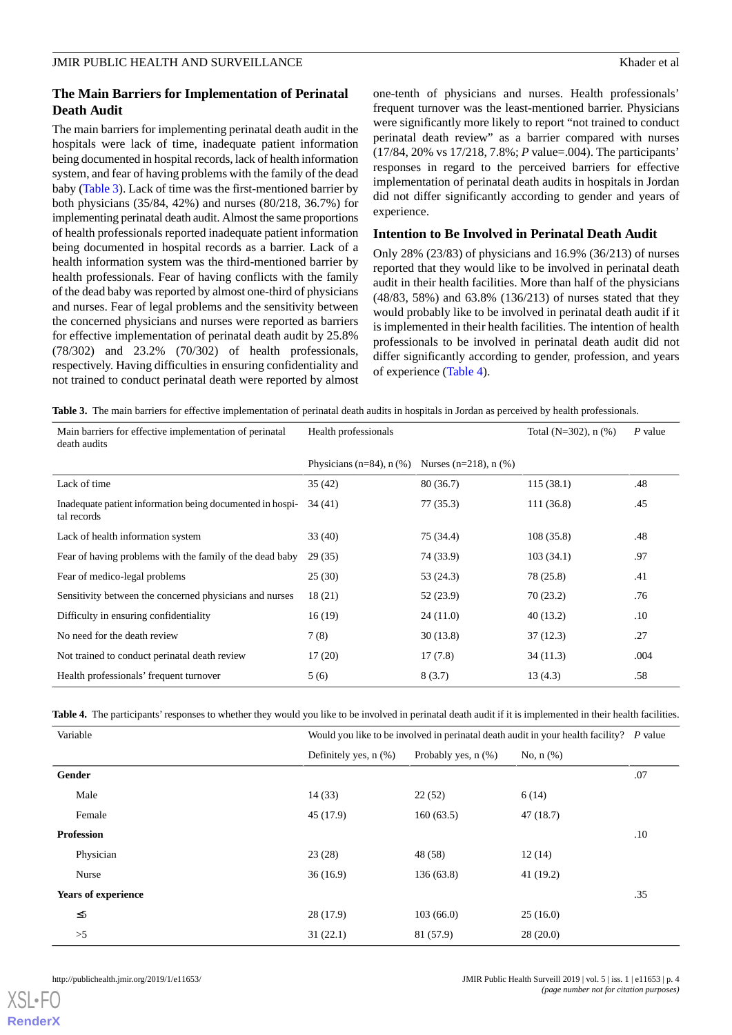## The Main Barriers for Implementation of Perinatal Death Audit

The main barriers for implementing perinatal death audit in the hospitals were lack of time, inadequate patient information being documented in hospital records, lack of health information system, and fear of having problems with the family of the dead baby (Table 3). Lack of time was the first-mentioned barrier by both physicians (35/84, 42%) and nurses (80/218, 36.7%) for implementing perinatal death audit. Almost the same proportions of health professionals reported inadequate patient information being documented in hospital records as a barrier. Lack of a health information system was the third-mentioned barrier by health professionals. Fear of having conflicts with the family of the dead baby was reported by almost one-third of physicians and nurses. Fear of legal problems and the sensitivity between the concerned physicians and nurses were reported as barriers for effective implementation of perinatal death audit by 25.8% (78/302) and 23.2% (70/302) of health professionals, respectively. Having difficulties in ensuring confidentiality and not trained to conduct perinatal death were reported by almost one-tenth of physicians and nurses. Health professionals' frequent turnover was the least-mentioned barrier. Physicians were significantly more likely to report "not trained to conduct perinatal death review" as a barrier compared with nurses (17/84, 20% vs 17/218, 7.8%; *P* value=.004). The participants' responses in regard to the perceived barriers for effective implementation of perinatal death audits in hospitals in Jordan did not differ significantly according to gender and years of experience.

## Intention to Be Involved in Perinatal Death Audit

Only 28% (23/83) of physicians and 16.9% (36/213) of nurses reported that they would like to be involved in perinatal death audit in their health facilities. More than half of the physicians (48/83, 58%) and 63.8% (136/213) of nurses stated that they would probably like to be involved in perinatal death audit if it is implemented in their health facilities. The intention of health professionals to be involved in perinatal death audit did not differ significantly according to gender, profession, and years of experience (Table 4).

**Table 3.** The main barriers for effective implementation of perinatal death audits in hospitals in Jordan as perceived by health professionals.

| Main barriers for effective implementation of perinatal death audit | Health professionals | | Total (N=302), n (%) | *P* value |
|---|---|---|---|---|
| | Physicians (n=84), n (%) | Nurses (n=218), n (%) | | |
| Lack of time | 35 (42) | 80 (36.7) | 115 (38.1) | .48 |
| Inadequate patient information being documented in hospital records | 34 (41) | 77 (35.3) | 111 (36.8) | .45 |
| Lack of health information system | 33 (40) | 75 (34.4) | 108 (35.8) | .48 |
| Fear of having problems with the family of the dead baby | 29 (35) | 74 (33.9) | 103 (34.1) | .97 |
| Fear of medico-legal problems | 25 (30) | 53 (24.3) | 78 (25.8) | .41 |
| Sensitivity between the concerned physicians and nurses | 18 (21) | 52 (23.9) | 70 (23.2) | .76 |
| Difficulty in ensuring confidentiality | 16 (19) | 24 (11.0) | 40 (13.2) | .10 |
| No need for the death review | 7 (8) | 30 (13.8) | 37 (12.3) | .27 |
| Not trained to conduct perinatal death review | 17 (20) | 17 (7.8) | 34 (11.3) | .004 |
| Health professionals' frequent turnover | 5 (6) | 8 (3.7) | 13 (4.3) | .58 |

**Table 4.** The participants' responses to whether they would you like to be involved in perinatal death audit if it is implemented in their health facilities.

| Variable | Would you like to be involved in perinatal death audit in your health facility? | | | *P* value |
|---|---|---|---|---|
| | Definitely yes, n (%) | Probably yes, n (%) | No, n (%) | |
| **Gender** | | | | .07 |
| Male | 14 (33) | 22 (52) | 6 (14) | |
| Female | 45 (17.9) | 160 (63.5) | 47 (18.7) | |
| **Profession** | | | | .10 |
| Physician | 23 (28) | 48 (58) | 12 (14) | |
| Nurse | 36 (16.9) | 136 (63.8) | 41 (19.2) | |
| **Years of experience** | | | | .35 |
| ≤5 | 28 (17.9) | 103 (66.0) | 25 (16.0) | |
| >5 | 31 (22.1) | 81 (57.9) | 28 (20.0) | |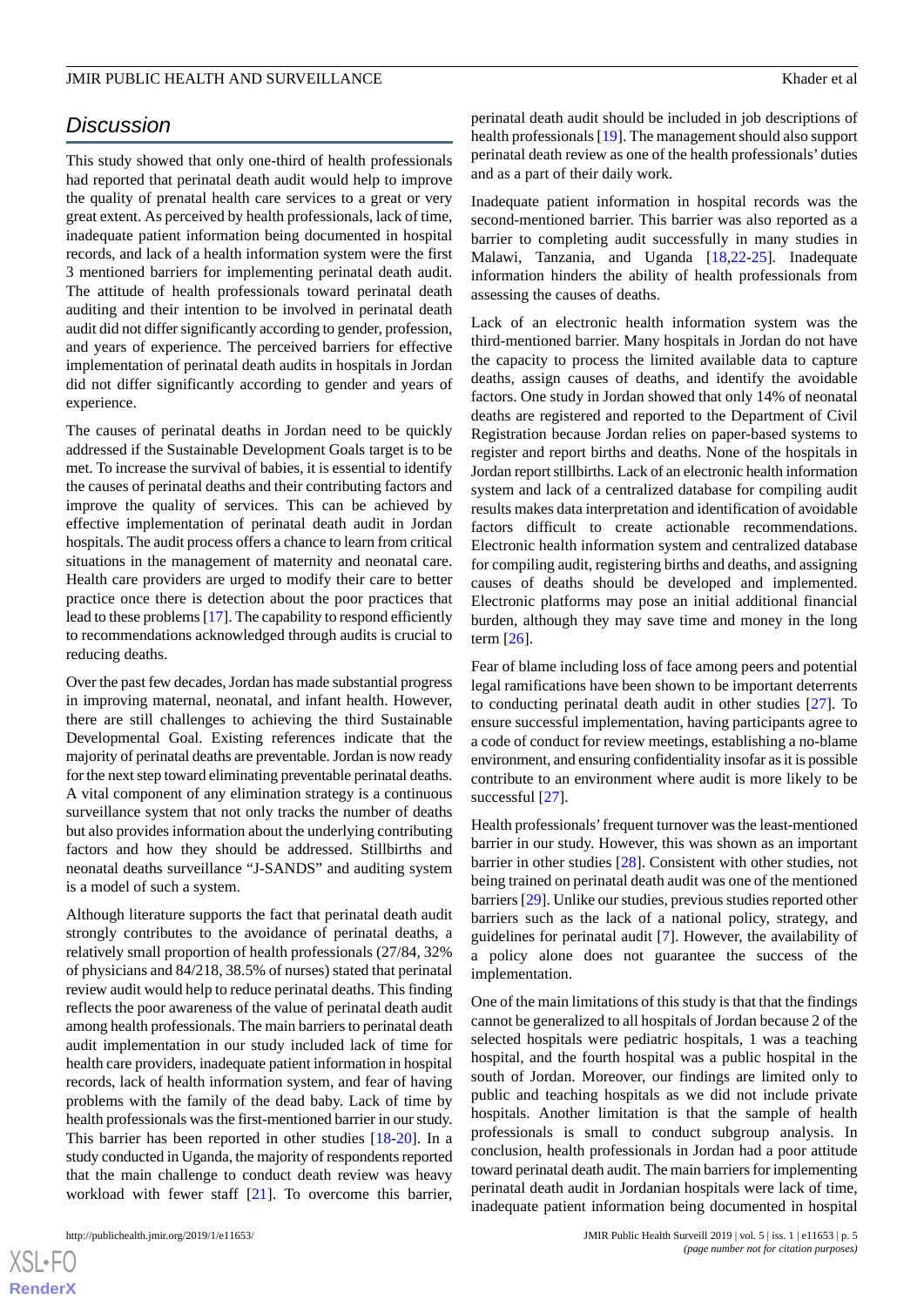## Discussion

This study showed that only one-third of health professionals had reported that perinatal death audit would help to improve the quality of prenatal health care services to a great or very great extent. As perceived by health professionals, lack of time, inadequate patient information being documented in hospital records, and lack of a health information system were the first 3 mentioned barriers for implementing perinatal death audit. The attitude of health professionals toward perinatal death auditing and their intention to be involved in perinatal death audit did not differ significantly according to gender, profession, and years of experience. The perceived barriers for effective implementation of perinatal death audits in hospitals in Jordan did not differ significantly according to gender and years of experience.

The causes of perinatal deaths in Jordan need to be quickly addressed if the Sustainable Development Goals target is to be met. To increase the survival of babies, it is essential to identify the causes of perinatal deaths and their contributing factors and improve the quality of services. This can be achieved by effective implementation of perinatal death audit in Jordan hospitals. The audit process offers a chance to learn from critical situations in the management of maternity and neonatal care. Health care providers are urged to modify their care to better practice once there is detection about the poor practices that lead to these problems [17]. The capability to respond efficiently to recommendations acknowledged through audits is crucial to reducing deaths.

Over the past few decades, Jordan has made substantial progress in improving maternal, neonatal, and infant health. However, there are still challenges to achieving the third Sustainable Developmental Goal. Existing references indicate that the majority of perinatal deaths are preventable. Jordan is now ready for the next step toward eliminating preventable perinatal deaths. A vital component of any elimination strategy is a continuous surveillance system that not only tracks the number of deaths but also provides information about the underlying contributing factors and how they should be addressed. Stillbirths and neonatal deaths surveillance "J-SANDS" and auditing system is a model of such a system.

Although literature supports the fact that perinatal death audit strongly contributes to the avoidance of perinatal deaths, a relatively small proportion of health professionals (27/84, 32% of physicians and 84/218, 38.5% of nurses) stated that perinatal review audit would help to reduce perinatal deaths. This finding reflects the poor awareness of the value of perinatal death audit among health professionals. The main barriers to perinatal death audit implementation in our study included lack of time for health care providers, inadequate patient information in hospital records, lack of health information system, and fear of having problems with the family of the dead baby. Lack of time by health professionals was the first-mentioned barrier in our study. This barrier has been reported in other studies [18-20]. In a study conducted in Uganda, the majority of respondents reported that the main challenge to conduct death review was heavy workload with fewer staff [21]. To overcome this barrier, perinatal death audit should be included in job descriptions of health professionals [19]. The management should also support perinatal death review as one of the health professionals' duties and as a part of their daily work.

Inadequate patient information in hospital records was the second-mentioned barrier. This barrier was also reported as a barrier to completing audit successfully in many studies in Malawi, Tanzania, and Uganda [18,22-25]. Inadequate information hinders the ability of health professionals from assessing the causes of deaths.

Lack of an electronic health information system was the third-mentioned barrier. Many hospitals in Jordan do not have the capacity to process the limited available data to capture deaths, assign causes of deaths, and identify the avoidable factors. One study in Jordan showed that only 14% of neonatal deaths are registered and reported to the Department of Civil Registration because Jordan relies on paper-based systems to register and report births and deaths. None of the hospitals in Jordan report stillbirths. Lack of an electronic health information system and lack of a centralized database for compiling audit results makes data interpretation and identification of avoidable factors difficult to create actionable recommendations. Electronic health information system and centralized database for compiling audit, registering births and deaths, and assigning causes of deaths should be developed and implemented. Electronic platforms may pose an initial additional financial burden, although they may save time and money in the long term [26].

Fear of blame including loss of face among peers and potential legal ramifications have been shown to be important deterrents to conducting perinatal death audit in other studies [27]. To ensure successful implementation, having participants agree to a code of conduct for review meetings, establishing a no-blame environment, and ensuring confidentiality insofar as it is possible contribute to an environment where audit is more likely to be successful [27].

Health professionals' frequent turnover was the least-mentioned barrier in our study. However, this was shown as an important barrier in other studies [28]. Consistent with other studies, not being trained on perinatal death audit was one of the mentioned barriers [29]. Unlike our studies, previous studies reported other barriers such as the lack of a national policy, strategy, and guidelines for perinatal audit [7]. However, the availability of a policy alone does not guarantee the success of the implementation.

One of the main limitations of this study is that that the findings cannot be generalized to all hospitals of Jordan because 2 of the selected hospitals were pediatric hospitals, 1 was a teaching hospital, and the fourth hospital was a public hospital in the south of Jordan. Moreover, our findings are limited only to public and teaching hospitals as we did not include private hospitals. Another limitation is that the sample of health professionals is small to conduct subgroup analysis. In conclusion, health professionals in Jordan had a poor attitude toward perinatal death audit. The main barriers for implementing perinatal death audit in Jordanian hospitals were lack of time, inadequate patient information being documented in hospital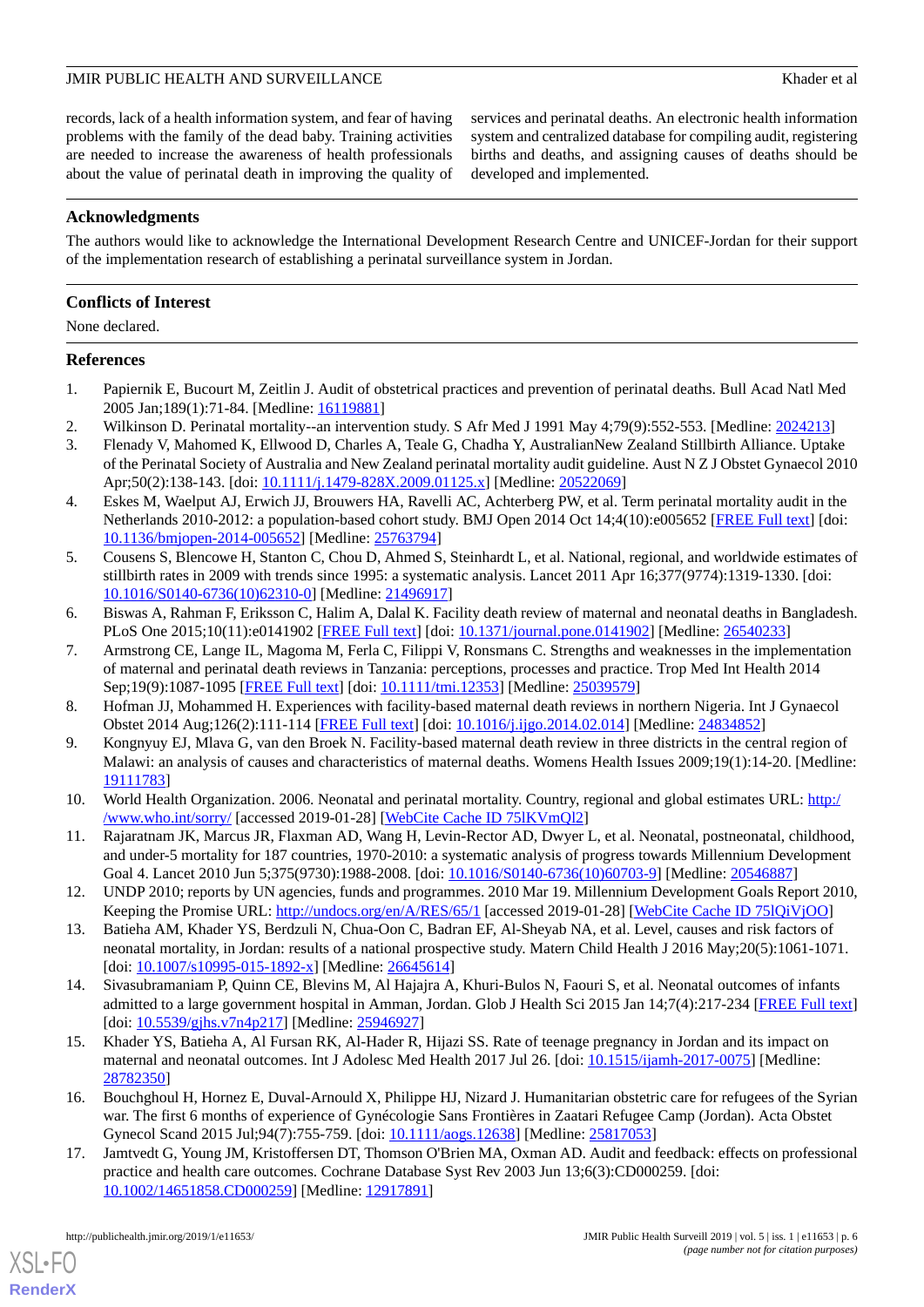records, lack of a health information system, and fear of having problems with the family of the dead baby. Training activities are needed to increase the awareness of health professionals about the value of perinatal death in improving the quality of services and perinatal deaths. An electronic health information system and centralized database for compiling audit, registering births and deaths, and assigning causes of deaths should be developed and implemented.

## Acknowledgments

The authors would like to acknowledge the International Development Research Centre and UNICEF-Jordan for their support of the implementation research of establishing a perinatal surveillance system in Jordan.

## Conflicts of Interest

None declared.

## References

1. Papiernik E, Bucourt M, Zeitlin J. Audit of obstetrical practices and prevention of perinatal deaths. Bull Acad Natl Med 2005 Jan;189(1):71-84. [Medline: 16119881]
2. Wilkinson D. Perinatal mortality--an intervention study. S Afr Med J 1991 May 4;79(9):552-553. [Medline: 2024213]
3. Flenady V, Mahomed K, Ellwood D, Charles A, Teale G, Chadha Y, AustralianNew Zealand Stillbirth Alliance. Uptake of the Perinatal Society of Australia and New Zealand perinatal mortality audit guideline. Aust N Z J Obstet Gynaecol 2010 Apr;50(2):138-143. [doi: 10.1111/j.1479-828X.2009.01125.x] [Medline: 20522069]
4. Eskes M, Waelput AJ, Erwich JJ, Brouwers HA, Ravelli AC, Achterberg PW, et al. Term perinatal mortality audit in the Netherlands 2010-2012: a population-based cohort study. BMJ Open 2014 Oct 14;4(10):e005652 [FREE Full text] [doi: 10.1136/bmjopen-2014-005652] [Medline: 25763794]
5. Cousens S, Blencowe H, Stanton C, Chou D, Ahmed S, Steinhardt L, et al. National, regional, and worldwide estimates of stillbirth rates in 2009 with trends since 1995: a systematic analysis. Lancet 2011 Apr 16;377(9774):1319-1330. [doi: 10.1016/S0140-6736(10)62310-0] [Medline: 21496917]
6. Biswas A, Rahman F, Eriksson C, Halim A, Dalal K. Facility death review of maternal and neonatal deaths in Bangladesh. PLoS One 2015;10(11):e0141902 [FREE Full text] [doi: 10.1371/journal.pone.0141902] [Medline: 26540233]
7. Armstrong CE, Lange IL, Magoma M, Ferla C, Filippi V, Ronsmans C. Strengths and weaknesses in the implementation of maternal and perinatal death reviews in Tanzania: perceptions, processes and practice. Trop Med Int Health 2014 Sep;19(9):1087-1095 [FREE Full text] [doi: 10.1111/tmi.12353] [Medline: 25039579]
8. Hofman JJ, Mohammed H. Experiences with facility-based maternal death reviews in northern Nigeria. Int J Gynaecol Obstet 2014 Aug;126(2):111-114 [FREE Full text] [doi: 10.1016/j.ijgo.2014.02.014] [Medline: 24834852]
9. Kongnyuy EJ, Mlava G, van den Broek N. Facility-based maternal death review in three districts in the central region of Malawi: an analysis of causes and characteristics of maternal deaths. Womens Health Issues 2009;19(1):14-20. [Medline: 19111783]
10. World Health Organization. 2006. Neonatal and perinatal mortality. Country, regional and global estimates URL: http://www.who.int/sorry/ [accessed 2019-01-28] [WebCite Cache ID 75lKVmQl2]
11. Rajaratnam JK, Marcus JR, Flaxman AD, Wang H, Levin-Rector AD, Dwyer L, et al. Neonatal, postneonatal, childhood, and under-5 mortality for 187 countries, 1970-2010: a systematic analysis of progress towards Millennium Development Goal 4. Lancet 2010 Jun 5;375(9730):1988-2008. [doi: 10.1016/S0140-6736(10)60703-9] [Medline: 20546887]
12. UNDP 2010; reports by UN agencies, funds and programmes. 2010 Mar 19. Millennium Development Goals Report 2010, Keeping the Promise URL: http://undocs.org/en/A/RES/65/1 [accessed 2019-01-28] [WebCite Cache ID 75lQiVjOO]
13. Batieha AM, Khader YS, Berdzuli N, Chua-Oon C, Badran EF, Al-Sheyab NA, et al. Level, causes and risk factors of neonatal mortality, in Jordan: results of a national prospective study. Matern Child Health J 2016 May;20(5):1061-1071. [doi: 10.1007/s10995-015-1892-x] [Medline: 26645614]
14. Sivasubramaniam P, Quinn CE, Blevins M, Al Hajajra A, Khuri-Bulos N, Faouri S, et al. Neonatal outcomes of infants admitted to a large government hospital in Amman, Jordan. Glob J Health Sci 2015 Jan 14;7(4):217-234 [FREE Full text] [doi: 10.5539/gjhs.v7n4p217] [Medline: 25946927]
15. Khader YS, Batieha A, Al Fursan RK, Al-Hader R, Hijazi SS. Rate of teenage pregnancy in Jordan and its impact on maternal and neonatal outcomes. Int J Adolesc Med Health 2017 Jul 26. [doi: 10.1515/ijamh-2017-0075] [Medline: 28782350]
16. Bouchghoul H, Hornez E, Duval-Arnould X, Philippe HJ, Nizard J. Humanitarian obstetric care for refugees of the Syrian war. The first 6 months of experience of Gynécologie Sans Frontières in Zaatari Refugee Camp (Jordan). Acta Obstet Gynecol Scand 2015 Jul;94(7):755-759. [doi: 10.1111/aogs.12638] [Medline: 25817053]
17. Jamtvedt G, Young JM, Kristoffersen DT, Thomson O'Brien MA, Oxman AD. Audit and feedback: effects on professional practice and health care outcomes. Cochrane Database Syst Rev 2003 Jun 13;6(3):CD000259. [doi: 10.1002/14651858.CD000259] [Medline: 12917891]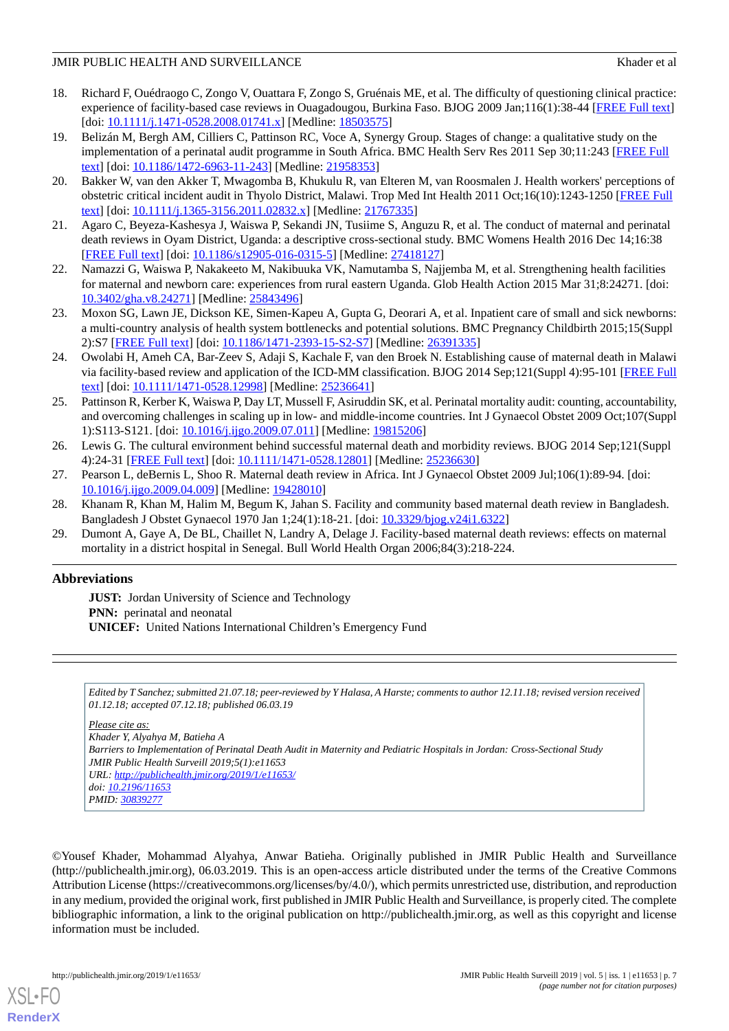18. Richard F, Ouédraogo C, Zongo V, Ouattara F, Zongo S, Gruénais ME, et al. The difficulty of questioning clinical practice: experience of facility-based case reviews in Ouagadougou, Burkina Faso. BJOG 2009 Jan;116(1):38-44 [FREE Full text] [doi: 10.1111/j.1471-0528.2008.01741.x] [Medline: 18503575]
19. Belizán M, Bergh AM, Cilliers C, Pattinson RC, Voce A, Synergy Group. Stages of change: a qualitative study on the implementation of a perinatal audit programme in South Africa. BMC Health Serv Res 2011 Sep 30;11:243 [FREE Full text] [doi: 10.1186/1472-6963-11-243] [Medline: 21958353]
20. Bakker W, van den Akker T, Mwagomba B, Khukulu R, van Elteren M, van Roosmalen J. Health workers' perceptions of obstetric critical incident audit in Thyolo District, Malawi. Trop Med Int Health 2011 Oct;16(10):1243-1250 [FREE Full text] [doi: 10.1111/j.1365-3156.2011.02832.x] [Medline: 21767335]
21. Agaro C, Beyeza-Kashesya J, Waiswa P, Sekandi JN, Tusiime S, Anguzu R, et al. The conduct of maternal and perinatal death reviews in Oyam District, Uganda: a descriptive cross-sectional study. BMC Womens Health 2016 Dec 14;16:38 [FREE Full text] [doi: 10.1186/s12905-016-0315-5] [Medline: 27418127]
22. Namazzi G, Waiswa P, Nakakeeto M, Nakibuuka VK, Namutamba S, Najjemba M, et al. Strengthening health facilities for maternal and newborn care: experiences from rural eastern Uganda. Glob Health Action 2015 Mar 31;8:24271. [doi: 10.3402/gha.v8.24271] [Medline: 25843496]
23. Moxon SG, Lawn JE, Dickson KE, Simen-Kapeu A, Gupta G, Deorari A, et al. Inpatient care of small and sick newborns: a multi-country analysis of health system bottlenecks and potential solutions. BMC Pregnancy Childbirth 2015;15(Suppl 2):S7 [FREE Full text] [doi: 10.1186/1471-2393-15-S2-S7] [Medline: 26391335]
24. Owolabi H, Ameh CA, Bar-Zeev S, Adaji S, Kachale F, van den Broek N. Establishing cause of maternal death in Malawi via facility-based review and application of the ICD-MM classification. BJOG 2014 Sep;121(Suppl 4):95-101 [FREE Full text] [doi: 10.1111/1471-0528.12998] [Medline: 25236641]
25. Pattinson R, Kerber K, Waiswa P, Day LT, Mussell F, Asiruddin SK, et al. Perinatal mortality audit: counting, accountability, and overcoming challenges in scaling up in low- and middle-income countries. Int J Gynaecol Obstet 2009 Oct;107(Suppl 1):S113-S121. [doi: 10.1016/j.ijgo.2009.07.011] [Medline: 19815206]
26. Lewis G. The cultural environment behind successful maternal death and morbidity reviews. BJOG 2014 Sep;121(Suppl 4):24-31 [FREE Full text] [doi: 10.1111/1471-0528.12801] [Medline: 25236630]
27. Pearson L, deBernis L, Shoo R. Maternal death review in Africa. Int J Gynaecol Obstet 2009 Jul;106(1):89-94. [doi: 10.1016/j.ijgo.2009.04.009] [Medline: 19428010]
28. Khanam R, Khan M, Halim M, Begum K, Jahan S. Facility and community based maternal death review in Bangladesh. Bangladesh J Obstet Gynaecol 1970 Jan 1;24(1):18-21. [doi: 10.3329/bjog.v24i1.6322]
29. Dumont A, Gaye A, De BL, Chaillet N, Landry A, Delage J. Facility-based maternal death reviews: effects on maternal mortality in a district hospital in Senegal. Bull World Health Organ 2006;84(3):218-224.

## Abbreviations

**JUST:** Jordan University of Science and Technology
**PNN:** perinatal and neonatal
**UNICEF:** United Nations International Children's Emergency Fund

*Edited by T Sanchez; submitted 21.07.18; peer-reviewed by Y Halasa, A Harste; comments to author 12.11.18; revised version received 01.12.18; accepted 07.12.18; published 06.03.19*

*Please cite as:*
*Khader Y, Alyahya M, Batieha A*
*Barriers to Implementation of Perinatal Death Audit in Maternity and Pediatric Hospitals in Jordan: Cross-Sectional Study*
*JMIR Public Health Surveill 2019;5(1):e11653*
*URL: http://publichealth.jmir.org/2019/1/e11653/*
*doi: 10.2196/11653*
*PMID: 30839277*

©Yousef Khader, Mohammad Alyahya, Anwar Batieha. Originally published in JMIR Public Health and Surveillance (http://publichealth.jmir.org), 06.03.2019. This is an open-access article distributed under the terms of the Creative Commons Attribution License (https://creativecommons.org/licenses/by/4.0/), which permits unrestricted use, distribution, and reproduction in any medium, provided the original work, first published in JMIR Public Health and Surveillance, is properly cited. The complete bibliographic information, a link to the original publication on http://publichealth.jmir.org, as well as this copyright and license information must be included.